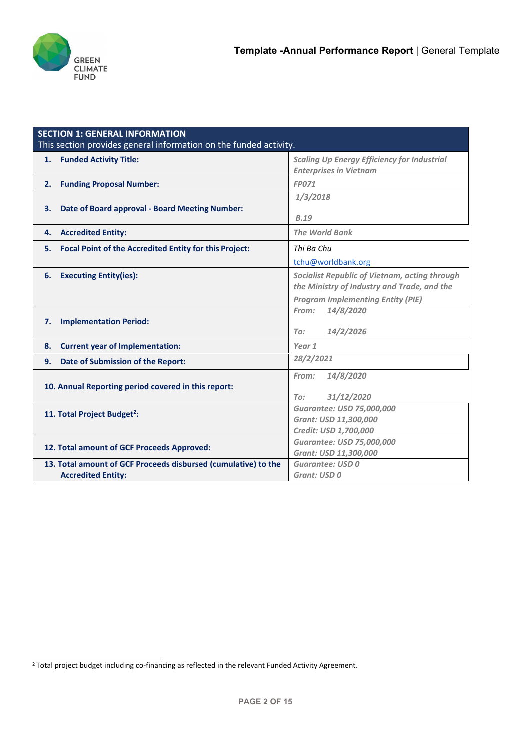| SECTION 1: GENERAL INFORMATION<br>This section provides general information on the funded activity. | |
|---|---|
| **1. Funded Activity Title:** | *Scaling Up Energy Efficiency for Industrial Enterprises in Vietnam* |
| **2. Funding Proposal Number:** | *FP071* |
| **3. Date of Board approval - Board Meeting Number:** | *1/3/2018*<br>*B.19* |
| **4. Accredited Entity:** | *The World Bank* |
| **5. Focal Point of the Accredited Entity for this Project:** | *Thi Ba Chu*<br>tchu@worldbank.org |
| **6. Executing Entity(ies):** | *Socialist Republic of Vietnam, acting through the Ministry of Industry and Trade, and the Program Implementing Entity (PIE)* |
| **7. Implementation Period:** | *From: 14/8/2020*<br>*To: 14/2/2026* |
| **8. Current year of Implementation:** | *Year 1* |
| **9. Date of Submission of the Report:** | *28/2/2021* |
| **10. Annual Reporting period covered in this report:** | *From: 14/8/2020*<br>*To: 31/12/2020* |
| **11. Total Project Budget[2]:** | *Guarantee: USD 75,000,000*<br>*Grant: USD 11,300,000*<br>*Credit: USD 1,700,000* |
| **12. Total amount of GCF Proceeds Approved:** | *Guarantee: USD 75,000,000*<br>*Grant: USD 11,300,000* |
| **13. Total amount of GCF Proceeds disbursed (cumulative) to the Accredited Entity:** | *Guarantee: USD 0*<br>*Grant: USD 0* |

[2] Total project budget including co-financing as reflected in the relevant Funded Activity Agreement.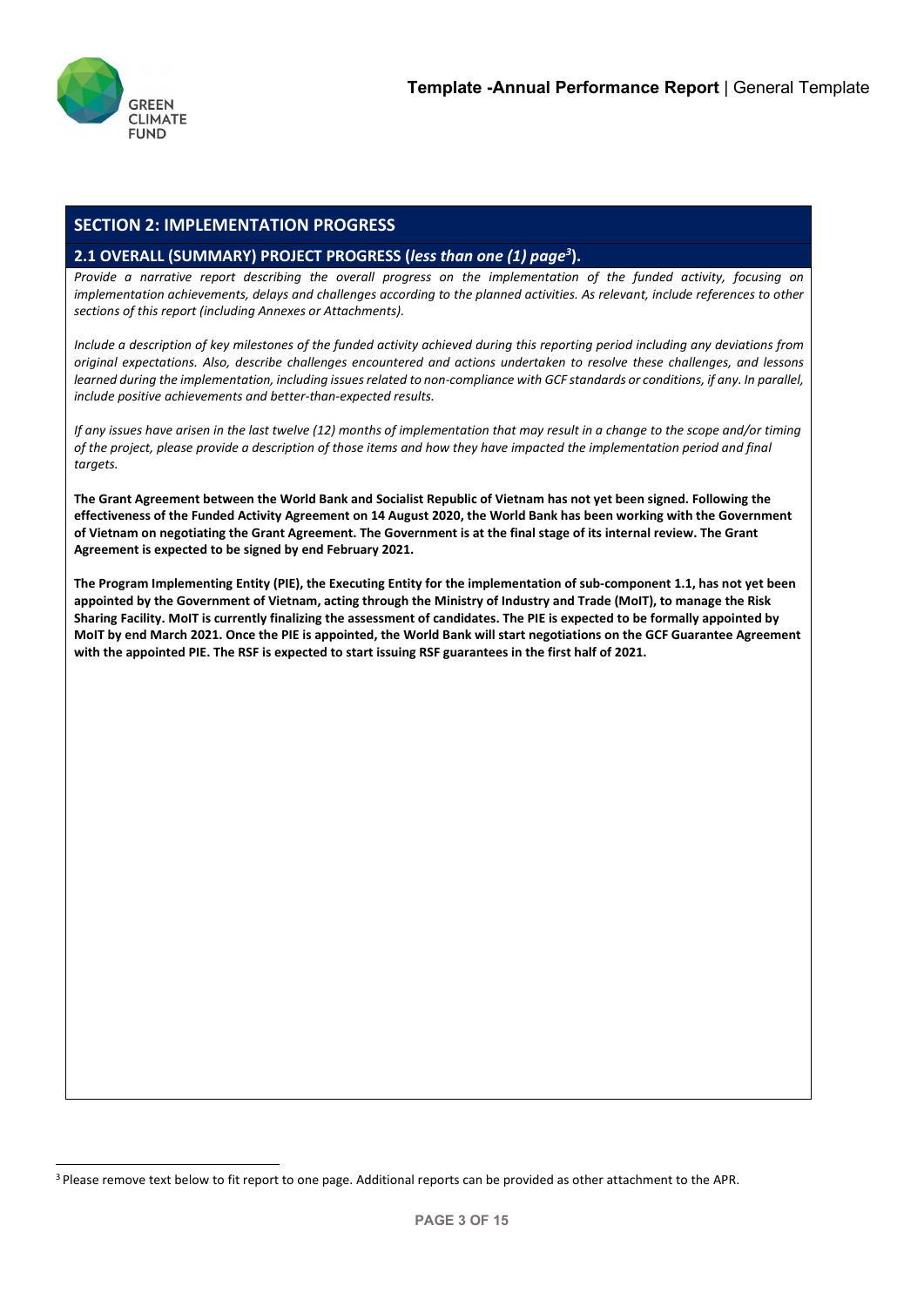## SECTION 2: IMPLEMENTATION PROGRESS

### 2.1 OVERALL (SUMMARY) PROJECT PROGRESS (*less than one (1) page*[3]).

*Provide a narrative report describing the overall progress on the implementation of the funded activity, focusing on implementation achievements, delays and challenges according to the planned activities. As relevant, include references to other sections of this report (including Annexes or Attachments).*

*Include a description of key milestones of the funded activity achieved during this reporting period including any deviations from original expectations. Also, describe challenges encountered and actions undertaken to resolve these challenges, and lessons learned during the implementation, including issues related to non-compliance with GCF standards or conditions, if any. In parallel, include positive achievements and better-than-expected results.*

*If any issues have arisen in the last twelve (12) months of implementation that may result in a change to the scope and/or timing of the project, please provide a description of those items and how they have impacted the implementation period and final targets.*

**The Grant Agreement between the World Bank and Socialist Republic of Vietnam has not yet been signed. Following the effectiveness of the Funded Activity Agreement on 14 August 2020, the World Bank has been working with the Government of Vietnam on negotiating the Grant Agreement. The Government is at the final stage of its internal review. The Grant Agreement is expected to be signed by end February 2021.**

**The Program Implementing Entity (PIE), the Executing Entity for the implementation of sub-component 1.1, has not yet been appointed by the Government of Vietnam, acting through the Ministry of Industry and Trade (MoIT), to manage the Risk Sharing Facility. MoIT is currently finalizing the assessment of candidates. The PIE is expected to be formally appointed by MoIT by end March 2021. Once the PIE is appointed, the World Bank will start negotiations on the GCF Guarantee Agreement with the appointed PIE. The RSF is expected to start issuing RSF guarantees in the first half of 2021.**

[3] Please remove text below to fit report to one page. Additional reports can be provided as other attachment to the APR.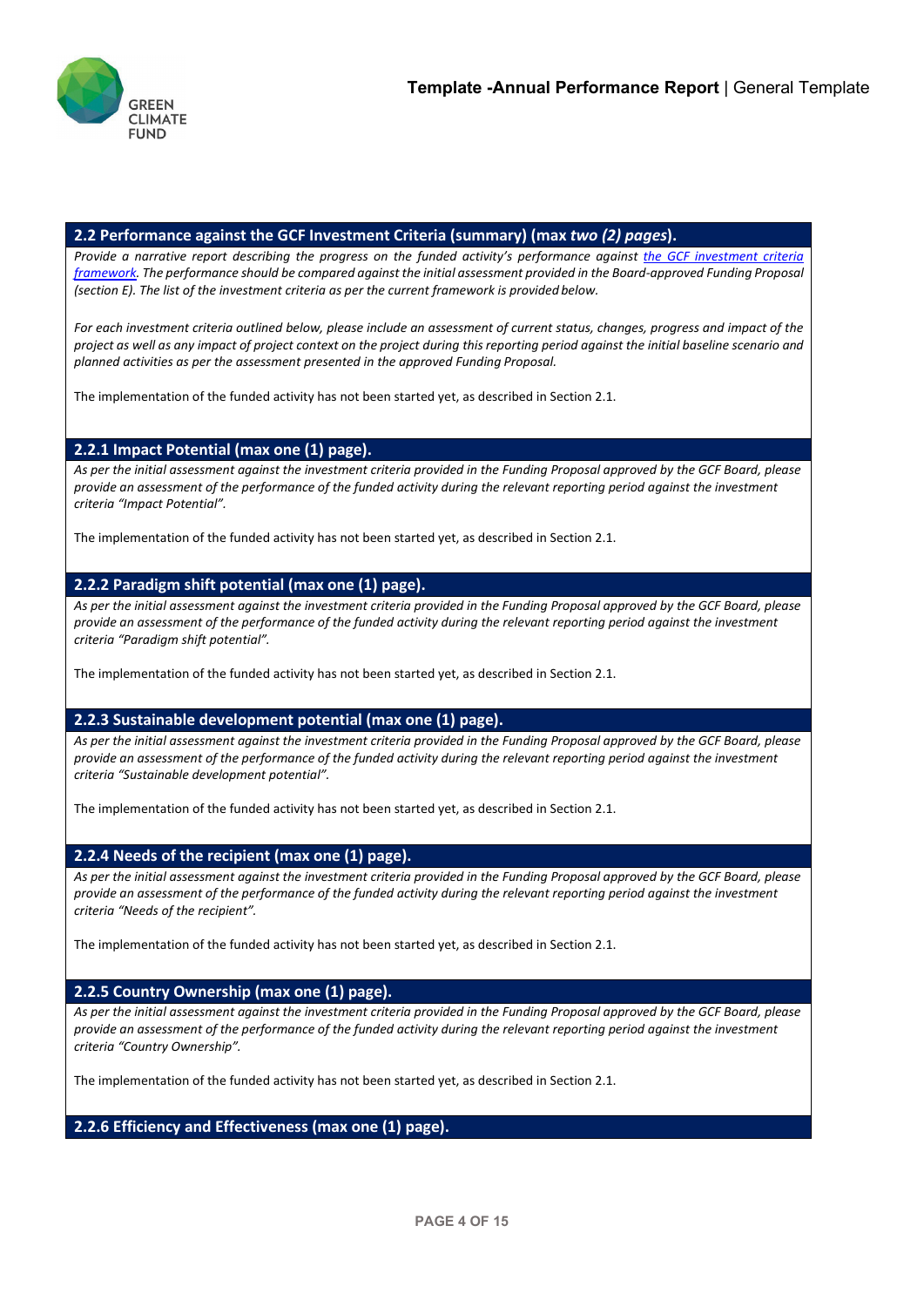## 2.2 Performance against the GCF Investment Criteria (summary) (max *two (2) pages*).

*Provide a narrative report describing the progress on the funded activity's performance against [the GCF investment criteria framework](). The performance should be compared against the initial assessment provided in the Board-approved Funding Proposal (section E). The list of the investment criteria as per the current framework is provided below.*

*For each investment criteria outlined below, please include an assessment of current status, changes, progress and impact of the project as well as any impact of project context on the project during this reporting period against the initial baseline scenario and planned activities as per the assessment presented in the approved Funding Proposal.*

The implementation of the funded activity has not been started yet, as described in Section 2.1.

### 2.2.1 Impact Potential (max one (1) page).

*As per the initial assessment against the investment criteria provided in the Funding Proposal approved by the GCF Board, please provide an assessment of the performance of the funded activity during the relevant reporting period against the investment criteria "Impact Potential".*

The implementation of the funded activity has not been started yet, as described in Section 2.1.

### 2.2.2 Paradigm shift potential (max one (1) page).

*As per the initial assessment against the investment criteria provided in the Funding Proposal approved by the GCF Board, please provide an assessment of the performance of the funded activity during the relevant reporting period against the investment criteria "Paradigm shift potential".*

The implementation of the funded activity has not been started yet, as described in Section 2.1.

### 2.2.3 Sustainable development potential (max one (1) page).

*As per the initial assessment against the investment criteria provided in the Funding Proposal approved by the GCF Board, please provide an assessment of the performance of the funded activity during the relevant reporting period against the investment criteria "Sustainable development potential".*

The implementation of the funded activity has not been started yet, as described in Section 2.1.

### 2.2.4 Needs of the recipient (max one (1) page).

*As per the initial assessment against the investment criteria provided in the Funding Proposal approved by the GCF Board, please provide an assessment of the performance of the funded activity during the relevant reporting period against the investment criteria "Needs of the recipient".*

The implementation of the funded activity has not been started yet, as described in Section 2.1.

### 2.2.5 Country Ownership (max one (1) page).

*As per the initial assessment against the investment criteria provided in the Funding Proposal approved by the GCF Board, please provide an assessment of the performance of the funded activity during the relevant reporting period against the investment criteria "Country Ownership".*

The implementation of the funded activity has not been started yet, as described in Section 2.1.

### 2.2.6 Efficiency and Effectiveness (max one (1) page).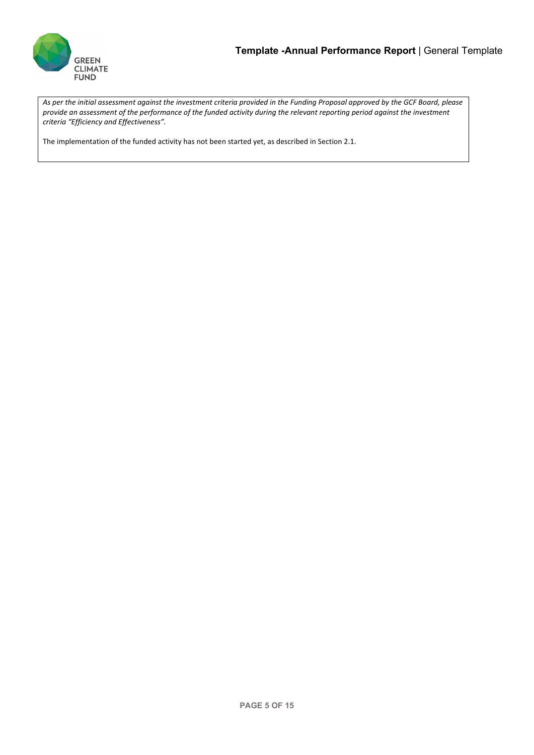*As per the initial assessment against the investment criteria provided in the Funding Proposal approved by the GCF Board, please provide an assessment of the performance of the funded activity during the relevant reporting period against the investment criteria "Efficiency and Effectiveness".*

The implementation of the funded activity has not been started yet, as described in Section 2.1.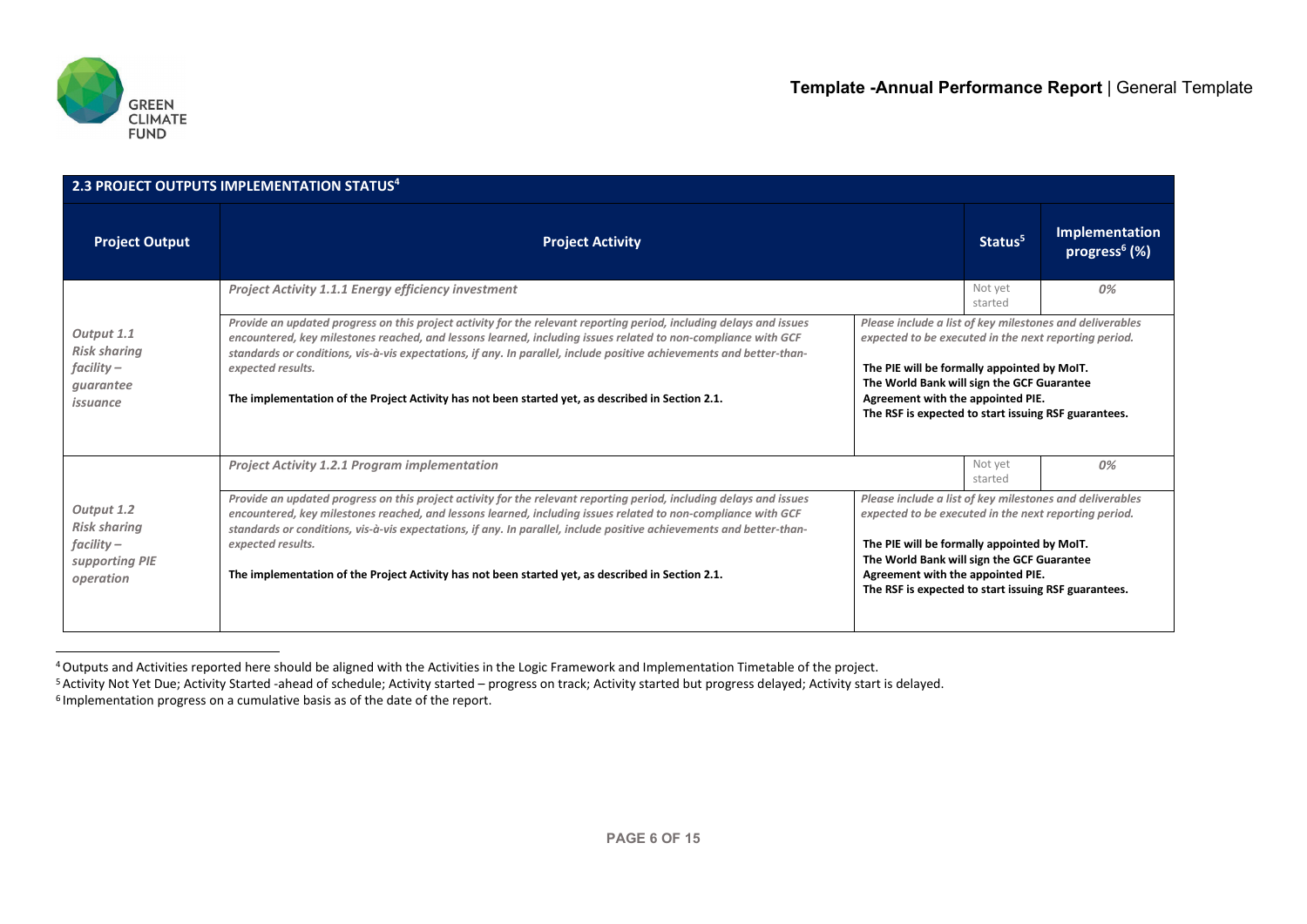## 2.3 PROJECT OUTPUTS IMPLEMENTATION STATUS[4]

| Project Output | Project Activity | | Status[5] | Implementation progress[6] (%) |
|---|---|---|---|---|
| *Output 1.1 Risk sharing facility – guarantee issuance* | ***Project Activity 1.1.1 Energy efficiency investment*** | | Not yet started | *0%* |
| | ***Provide an updated progress on this project activity for the relevant reporting period, including delays and issues encountered, key milestones reached, and lessons learned, including issues related to non-compliance with GCF standards or conditions, vis-à-vis expectations, if any. In parallel, include positive achievements and better-than-expected results.*** <br><br> **The implementation of the Project Activity has not been started yet, as described in Section 2.1.** | ***Please include a list of key milestones and deliverables expected to be executed in the next reporting period.*** <br><br> **The PIE will be formally appointed by MoIT.** <br> **The World Bank will sign the GCF Guarantee Agreement with the appointed PIE.** <br> **The RSF is expected to start issuing RSF guarantees.** | | |
| *Output 1.2 Risk sharing facility – supporting PIE operation* | ***Project Activity 1.2.1 Program implementation*** | | Not yet started | *0%* |
| | ***Provide an updated progress on this project activity for the relevant reporting period, including delays and issues encountered, key milestones reached, and lessons learned, including issues related to non-compliance with GCF standards or conditions, vis-à-vis expectations, if any. In parallel, include positive achievements and better-than-expected results.*** <br><br> **The implementation of the Project Activity has not been started yet, as described in Section 2.1.** | ***Please include a list of key milestones and deliverables expected to be executed in the next reporting period.*** <br><br> **The PIE will be formally appointed by MoIT.** <br> **The World Bank will sign the GCF Guarantee Agreement with the appointed PIE.** <br> **The RSF is expected to start issuing RSF guarantees.** | | |

[4] Outputs and Activities reported here should be aligned with the Activities in the Logic Framework and Implementation Timetable of the project.

[5] Activity Not Yet Due; Activity Started -ahead of schedule; Activity started – progress on track; Activity started but progress delayed; Activity start is delayed.

[6] Implementation progress on a cumulative basis as of the date of the report.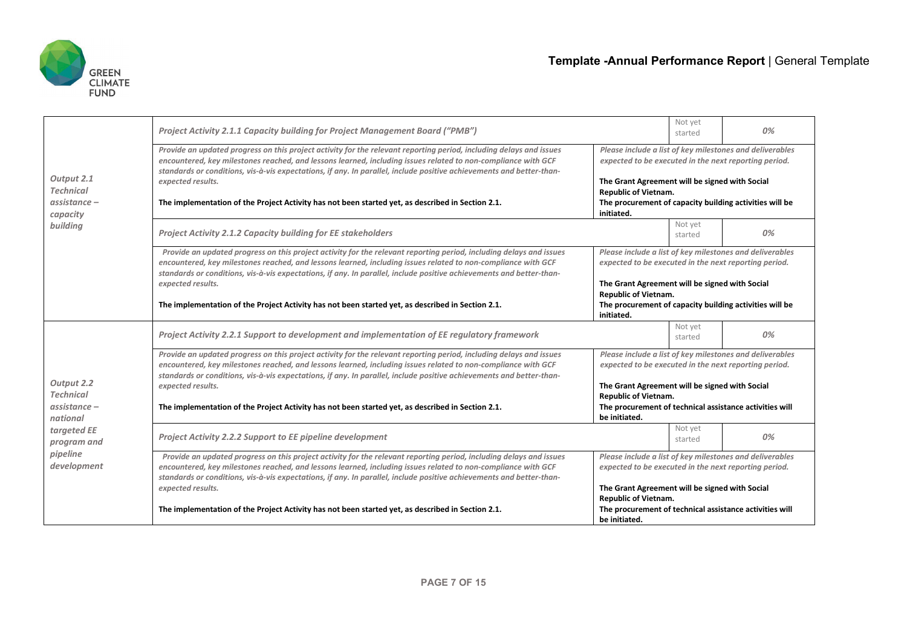| | | | |
|---|---|---|---|
| *Output 2.1 Technical assistance – capacity building* | *Project Activity 2.1.1 Capacity building for Project Management Board ("PMB")* | Not yet started | *0%* |
| | *Provide an updated progress on this project activity for the relevant reporting period, including delays and issues encountered, key milestones reached, and lessons learned, including issues related to non-compliance with GCF standards or conditions, vis-à-vis expectations, if any. In parallel, include positive achievements and better-than-expected results.*<br><br>**The implementation of the Project Activity has not been started yet, as described in Section 2.1.** | *Please include a list of key milestones and deliverables expected to be executed in the next reporting period.*<br><br>**The Grant Agreement will be signed with Social Republic of Vietnam.**<br>**The procurement of capacity building activities will be initiated.** | |
| | *Project Activity 2.1.2 Capacity building for EE stakeholders* | Not yet started | *0%* |
| | *Provide an updated progress on this project activity for the relevant reporting period, including delays and issues encountered, key milestones reached, and lessons learned, including issues related to non-compliance with GCF standards or conditions, vis-à-vis expectations, if any. In parallel, include positive achievements and better-than-expected results.*<br><br>**The implementation of the Project Activity has not been started yet, as described in Section 2.1.** | *Please include a list of key milestones and deliverables expected to be executed in the next reporting period.*<br><br>**The Grant Agreement will be signed with Social Republic of Vietnam.**<br>**The procurement of capacity building activities will be initiated.** | |
| *Output 2.2 Technical assistance – national targeted EE program and pipeline development* | *Project Activity 2.2.1 Support to development and implementation of EE regulatory framework* | Not yet started | *0%* |
| | *Provide an updated progress on this project activity for the relevant reporting period, including delays and issues encountered, key milestones reached, and lessons learned, including issues related to non-compliance with GCF standards or conditions, vis-à-vis expectations, if any. In parallel, include positive achievements and better-than-expected results.*<br><br>**The implementation of the Project Activity has not been started yet, as described in Section 2.1.** | *Please include a list of key milestones and deliverables expected to be executed in the next reporting period.*<br><br>**The Grant Agreement will be signed with Social Republic of Vietnam.**<br>**The procurement of technical assistance activities will be initiated.** | |
| | *Project Activity 2.2.2 Support to EE pipeline development* | Not yet started | *0%* |
| | *Provide an updated progress on this project activity for the relevant reporting period, including delays and issues encountered, key milestones reached, and lessons learned, including issues related to non-compliance with GCF standards or conditions, vis-à-vis expectations, if any. In parallel, include positive achievements and better-than-expected results.*<br><br>**The implementation of the Project Activity has not been started yet, as described in Section 2.1.** | *Please include a list of key milestones and deliverables expected to be executed in the next reporting period.*<br><br>**The Grant Agreement will be signed with Social Republic of Vietnam.**<br>**The procurement of technical assistance activities will be initiated.** | |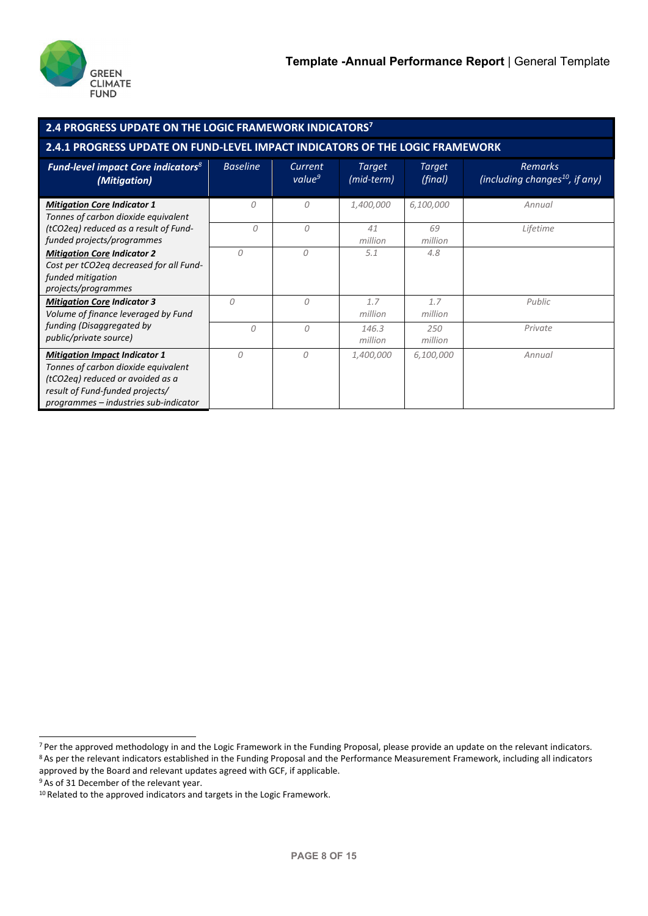## 2.4 PROGRESS UPDATE ON THE LOGIC FRAMEWORK INDICATORS[7]

### 2.4.1 PROGRESS UPDATE ON FUND-LEVEL IMPACT INDICATORS OF THE LOGIC FRAMEWORK

| ***Fund-level impact Core indicators[8] (Mitigation)*** | *Baseline* | *Current value[9]* | *Target (mid-term)* | *Target (final)* | *Remarks (including changes[10], if any)* |
|---|---|---|---|---|---|
| ***Mitigation Core Indicator 1*** *Tonnes of carbon dioxide equivalent (tCO2eq) reduced as a result of Fund-funded projects/programmes* | *0* | *0* | *1,400,000* | *6,100,000* | *Annual* |
| | *0* | *0* | *41 million* | *69 million* | *Lifetime* |
| ***Mitigation Core Indicator 2*** *Cost per tCO2eq decreased for all Fund-funded mitigation projects/programmes* | *0* | *0* | *5.1* | *4.8* | |
| ***Mitigation Core Indicator 3*** *Volume of finance leveraged by Fund funding (Disaggregated by public/private source)* | *0* | *0* | *1.7 million* | *1.7 million* | *Public* |
| | *0* | *0* | *146.3 million* | *250 million* | *Private* |
| ***Mitigation Impact Indicator 1*** *Tonnes of carbon dioxide equivalent (tCO2eq) reduced or avoided as a result of Fund-funded projects/ programmes – industries sub-indicator* | *0* | *0* | *1,400,000* | *6,100,000* | *Annual* |

[7] Per the approved methodology in and the Logic Framework in the Funding Proposal, please provide an update on the relevant indicators.

[8] As per the relevant indicators established in the Funding Proposal and the Performance Measurement Framework, including all indicators approved by the Board and relevant updates agreed with GCF, if applicable.

[9] As of 31 December of the relevant year.

[10] Related to the approved indicators and targets in the Logic Framework.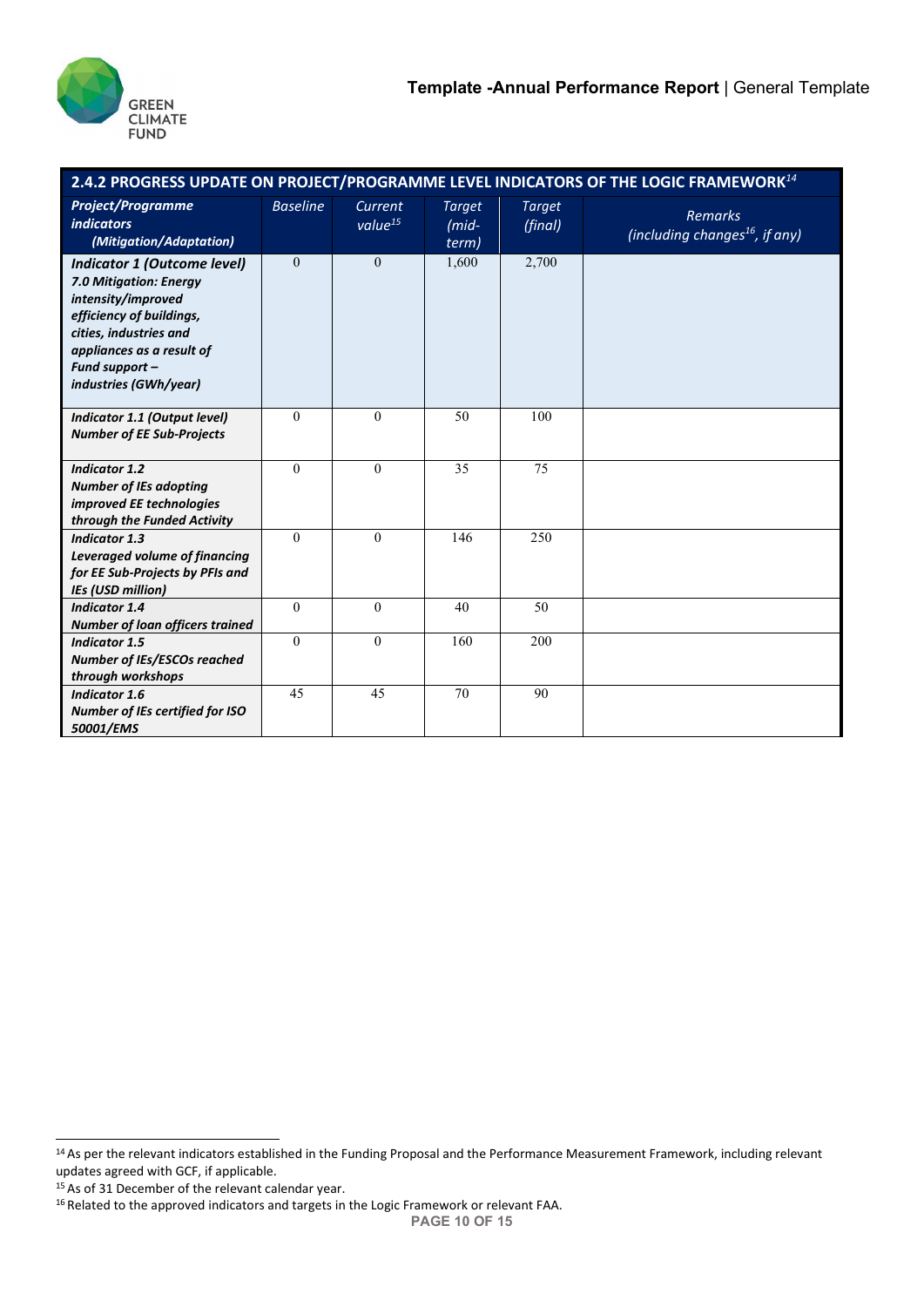| 2.4.2 PROGRESS UPDATE ON PROJECT/PROGRAMME LEVEL INDICATORS OF THE LOGIC FRAMEWORK[14] | | | | | |
|---|---|---|---|---|---|
| ***Project/Programme indicators (Mitigation/Adaptation)*** | *Baseline* | *Current value[15]* | *Target (mid-term)* | *Target (final)* | *Remarks (including changes[16], if any)* |
| ***Indicator 1 (Outcome level) 7.0 Mitigation: Energy intensity/improved efficiency of buildings, cities, industries and appliances as a result of Fund support – industries (GWh/year)*** | 0 | 0 | 1,600 | 2,700 | |
| ***Indicator 1.1 (Output level) Number of EE Sub-Projects*** | 0 | 0 | 50 | 100 | |
| ***Indicator 1.2 Number of IEs adopting improved EE technologies through the Funded Activity*** | 0 | 0 | 35 | 75 | |
| ***Indicator 1.3 Leveraged volume of financing for EE Sub-Projects by PFIs and IEs (USD million)*** | 0 | 0 | 146 | 250 | |
| ***Indicator 1.4 Number of loan officers trained*** | 0 | 0 | 40 | 50 | |
| ***Indicator 1.5 Number of IEs/ESCOs reached through workshops*** | 0 | 0 | 160 | 200 | |
| ***Indicator 1.6 Number of IEs certified for ISO 50001/EMS*** | 45 | 45 | 70 | 90 | |

[14] As per the relevant indicators established in the Funding Proposal and the Performance Measurement Framework, including relevant updates agreed with GCF, if applicable.

[15] As of 31 December of the relevant calendar year.

[16] Related to the approved indicators and targets in the Logic Framework or relevant FAA.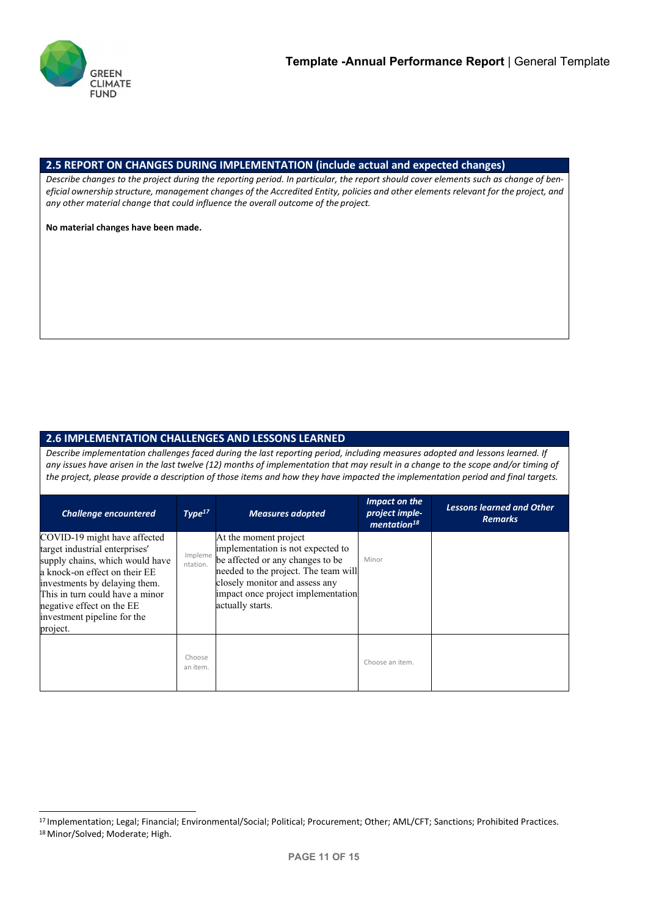## 2.5 REPORT ON CHANGES DURING IMPLEMENTATION (include actual and expected changes)

*Describe changes to the project during the reporting period. In particular, the report should cover elements such as change of beneficial ownership structure, management changes of the Accredited Entity, policies and other elements relevant for the project, and any other material change that could influence the overall outcome of the project.*

**No material changes have been made.**

## 2.6 IMPLEMENTATION CHALLENGES AND LESSONS LEARNED

*Describe implementation challenges faced during the last reporting period, including measures adopted and lessons learned. If any issues have arisen in the last twelve (12) months of implementation that may result in a change to the scope and/or timing of the project, please provide a description of those items and how they have impacted the implementation period and final targets.*

| Challenge encountered | Type[17] | Measures adopted | Impact on the project implementation[18] | Lessons learned and Other Remarks |
|---|---|---|---|---|
| COVID-19 might have affected target industrial enterprises' supply chains, which would have a knock-on effect on their EE investments by delaying them. This in turn could have a minor negative effect on the EE investment pipeline for the project. | Implementation. | At the moment project implementation is not expected to be affected or any changes to be needed to the project. The team will closely monitor and assess any impact once project implementation actually starts. | Minor | |
| | Choose an item. | | Choose an item. | |

[17] Implementation; Legal; Financial; Environmental/Social; Political; Procurement; Other; AML/CFT; Sanctions; Prohibited Practices.
[18] Minor/Solved; Moderate; High.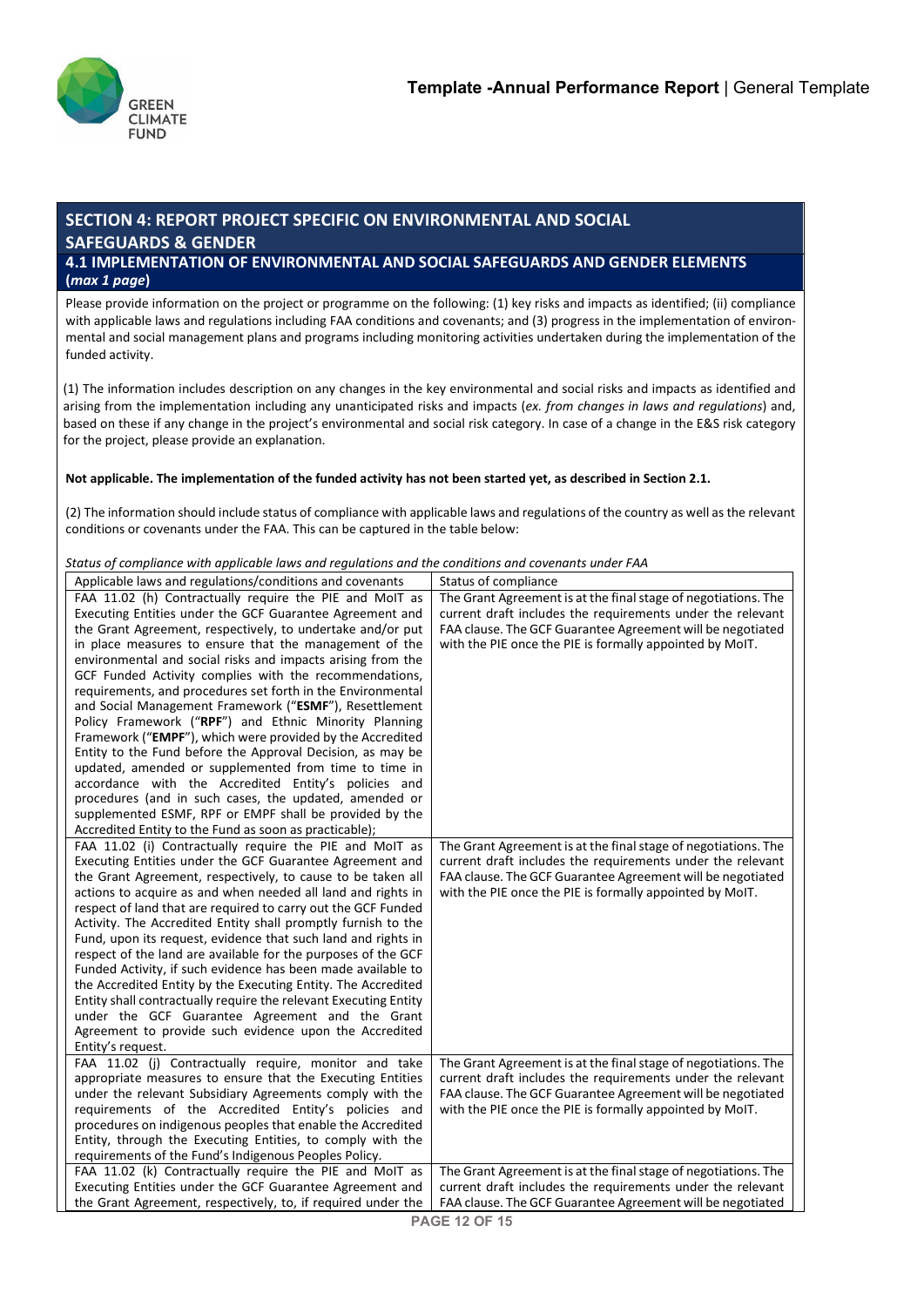## SECTION 4: REPORT PROJECT SPECIFIC ON ENVIRONMENTAL AND SOCIAL SAFEGUARDS & GENDER

### 4.1 IMPLEMENTATION OF ENVIRONMENTAL AND SOCIAL SAFEGUARDS AND GENDER ELEMENTS (*max 1 page*)

Please provide information on the project or programme on the following: (1) key risks and impacts as identified; (ii) compliance with applicable laws and regulations including FAA conditions and covenants; and (3) progress in the implementation of environmental and social management plans and programs including monitoring activities undertaken during the implementation of the funded activity.

(1) The information includes description on any changes in the key environmental and social risks and impacts as identified and arising from the implementation including any unanticipated risks and impacts (*ex. from changes in laws and regulations*) and, based on these if any change in the project's environmental and social risk category. In case of a change in the E&S risk category for the project, please provide an explanation.

**Not applicable. The implementation of the funded activity has not been started yet, as described in Section 2.1.**

(2) The information should include status of compliance with applicable laws and regulations of the country as well as the relevant conditions or covenants under the FAA. This can be captured in the table below:

*Status of compliance with applicable laws and regulations and the conditions and covenants under FAA*

| Applicable laws and regulations/conditions and covenants | Status of compliance |
|---|---|
| FAA 11.02 (h) Contractually require the PIE and MoIT as Executing Entities under the GCF Guarantee Agreement and the Grant Agreement, respectively, to undertake and/or put in place measures to ensure that the management of the environmental and social risks and impacts arising from the GCF Funded Activity complies with the recommendations, requirements, and procedures set forth in the Environmental and Social Management Framework ("**ESMF**"), Resettlement Policy Framework ("**RPF**") and Ethnic Minority Planning Framework ("**EMPF**"), which were provided by the Accredited Entity to the Fund before the Approval Decision, as may be updated, amended or supplemented from time to time in accordance with the Accredited Entity's policies and procedures (and in such cases, the updated, amended or supplemented ESMF, RPF or EMPF shall be provided by the Accredited Entity to the Fund as soon as practicable); | The Grant Agreement is at the final stage of negotiations. The current draft includes the requirements under the relevant FAA clause. The GCF Guarantee Agreement will be negotiated with the PIE once the PIE is formally appointed by MoIT. |
| FAA 11.02 (i) Contractually require the PIE and MoIT as Executing Entities under the GCF Guarantee Agreement and the Grant Agreement, respectively, to cause to be taken all actions to acquire as and when needed all land and rights in respect of land that are required to carry out the GCF Funded Activity. The Accredited Entity shall promptly furnish to the Fund, upon its request, evidence that such land and rights in respect of the land are available for the purposes of the GCF Funded Activity, if such evidence has been made available to the Accredited Entity by the Executing Entity. The Accredited Entity shall contractually require the relevant Executing Entity under the GCF Guarantee Agreement and the Grant Agreement to provide such evidence upon the Accredited Entity's request. | The Grant Agreement is at the final stage of negotiations. The current draft includes the requirements under the relevant FAA clause. The GCF Guarantee Agreement will be negotiated with the PIE once the PIE is formally appointed by MoIT. |
| FAA 11.02 (j) Contractually require, monitor and take appropriate measures to ensure that the Executing Entities under the relevant Subsidiary Agreements comply with the requirements of the Accredited Entity's policies and procedures on indigenous peoples that enable the Accredited Entity, through the Executing Entities, to comply with the requirements of the Fund's Indigenous Peoples Policy. | The Grant Agreement is at the final stage of negotiations. The current draft includes the requirements under the relevant FAA clause. The GCF Guarantee Agreement will be negotiated with the PIE once the PIE is formally appointed by MoIT. |
| FAA 11.02 (k) Contractually require the PIE and MoIT as Executing Entities under the GCF Guarantee Agreement and the Grant Agreement, respectively, to, if required under the | The Grant Agreement is at the final stage of negotiations. The current draft includes the requirements under the relevant FAA clause. The GCF Guarantee Agreement will be negotiated |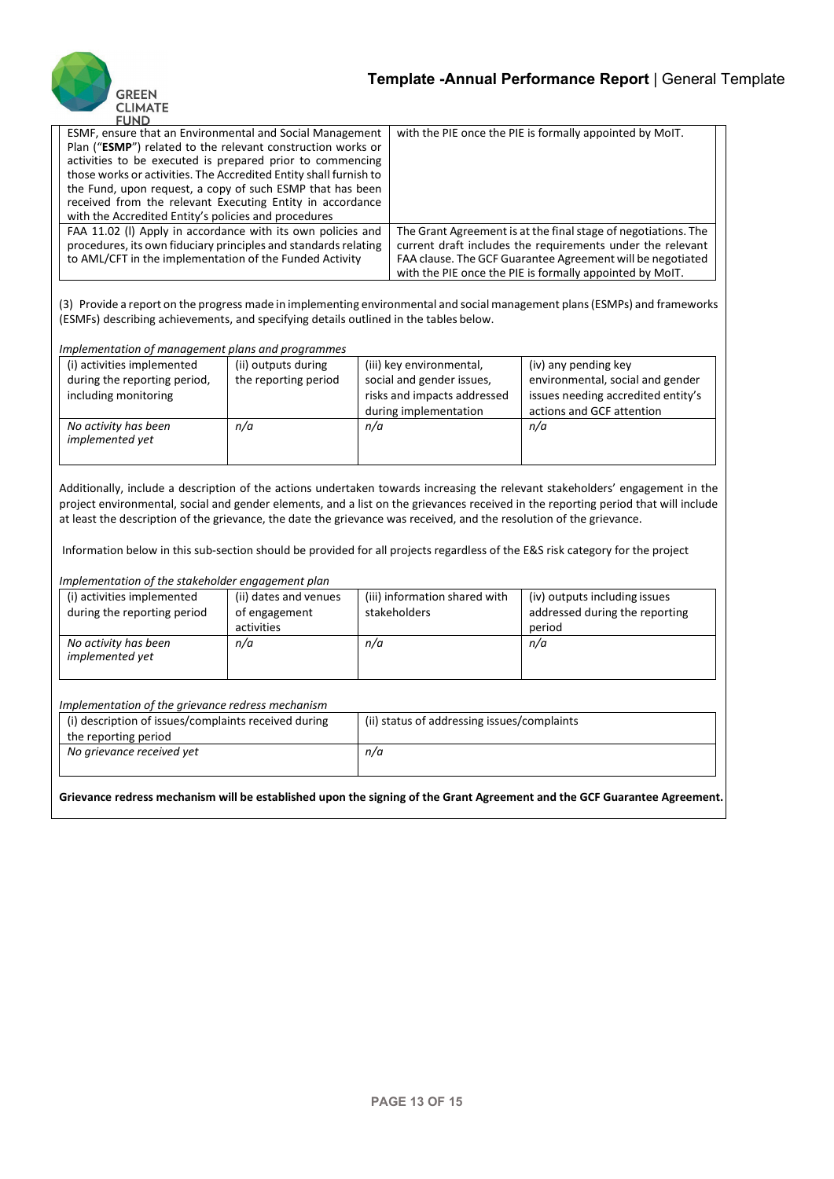| | |
|---|---|
| ESMF, ensure that an Environmental and Social Management Plan ("**ESMP**") related to the relevant construction works or activities to be executed is prepared prior to commencing those works or activities. The Accredited Entity shall furnish to the Fund, upon request, a copy of such ESMP that has been received from the relevant Executing Entity in accordance with the Accredited Entity's policies and procedures | with the PIE once the PIE is formally appointed by MoIT. |
| FAA 11.02 (l) Apply in accordance with its own policies and procedures, its own fiduciary principles and standards relating to AML/CFT in the implementation of the Funded Activity | The Grant Agreement is at the final stage of negotiations. The current draft includes the requirements under the relevant FAA clause. The GCF Guarantee Agreement will be negotiated with the PIE once the PIE is formally appointed by MoIT. |

(3) Provide a report on the progress made in implementing environmental and social management plans (ESMPs) and frameworks (ESMFs) describing achievements, and specifying details outlined in the tables below.

*Implementation of management plans and programmes*

| (i) activities implemented during the reporting period, including monitoring | (ii) outputs during the reporting period | (iii) key environmental, social and gender issues, risks and impacts addressed during implementation | (iv) any pending key environmental, social and gender issues needing accredited entity's actions and GCF attention |
|---|---|---|---|
| *No activity has been implemented yet* | *n/a* | *n/a* | *n/a* |

Additionally, include a description of the actions undertaken towards increasing the relevant stakeholders' engagement in the project environmental, social and gender elements, and a list on the grievances received in the reporting period that will include at least the description of the grievance, the date the grievance was received, and the resolution of the grievance.

Information below in this sub-section should be provided for all projects regardless of the E&S risk category for the project

*Implementation of the stakeholder engagement plan*

| (i) activities implemented during the reporting period | (ii) dates and venues of engagement activities | (iii) information shared with stakeholders | (iv) outputs including issues addressed during the reporting period |
|---|---|---|---|
| *No activity has been implemented yet* | *n/a* | *n/a* | *n/a* |

*Implementation of the grievance redress mechanism*

| (i) description of issues/complaints received during the reporting period | (ii) status of addressing issues/complaints |
|---|---|
| *No grievance received yet* | *n/a* |

**Grievance redress mechanism will be established upon the signing of the Grant Agreement and the GCF Guarantee Agreement.**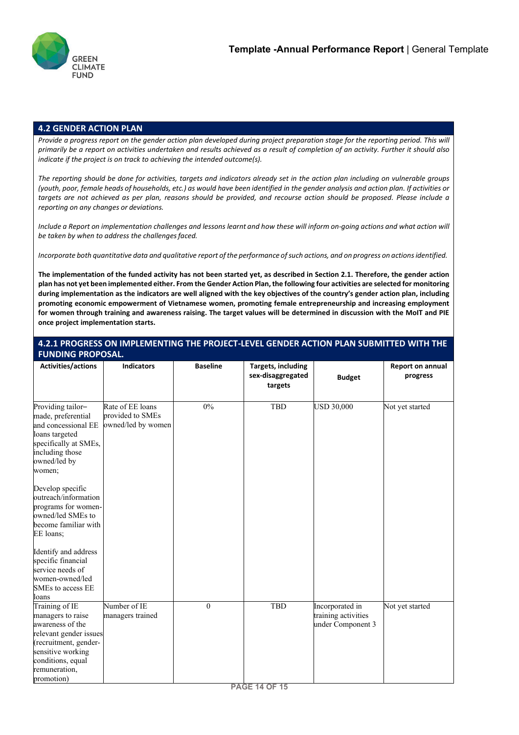## 4.2 GENDER ACTION PLAN

*Provide a progress report on the gender action plan developed during project preparation stage for the reporting period. This will primarily be a report on activities undertaken and results achieved as a result of completion of an activity. Further it should also indicate if the project is on track to achieving the intended outcome(s).*

*The reporting should be done for activities, targets and indicators already set in the action plan including on vulnerable groups (youth, poor, female heads of households, etc.) as would have been identified in the gender analysis and action plan. If activities or targets are not achieved as per plan, reasons should be provided, and recourse action should be proposed. Please include a reporting on any changes or deviations.*

*Include a Report on implementation challenges and lessons learnt and how these will inform on-going actions and what action will be taken by when to address the challenges faced.*

*Incorporate both quantitative data and qualitative report of the performance of such actions, and on progress on actions identified.*

**The implementation of the funded activity has not been started yet, as described in Section 2.1. Therefore, the gender action plan has not yet been implemented either. From the Gender Action Plan, the following four activities are selected for monitoring during implementation as the indicators are well aligned with the key objectives of the country's gender action plan, including promoting economic empowerment of Vietnamese women, promoting female entrepreneurship and increasing employment for women through training and awareness raising. The target values will be determined in discussion with the MoIT and PIE once project implementation starts.**

### 4.2.1 PROGRESS ON IMPLEMENTING THE PROJECT-LEVEL GENDER ACTION PLAN SUBMITTED WITH THE FUNDING PROPOSAL.

| Activities/actions | Indicators | Baseline | Targets, including sex-disaggregated targets | Budget | Report on annual progress |
|---|---|---|---|---|---|
| Providing tailor–made, preferential and concessional EE loans targeted specifically at SMEs, including those owned/led by women;<br><br>Develop specific outreach/information programs for women-owned/led SMEs to become familiar with EE loans;<br><br>Identify and address specific financial service needs of women-owned/led SMEs to access EE loans | Rate of EE loans provided to SMEs owned/led by women | 0% | TBD | USD 30,000 | Not yet started |
| Training of IE managers to raise awareness of the relevant gender issues (recruitment, gender-sensitive working conditions, equal remuneration, promotion) | Number of IE managers trained | 0 | TBD | Incorporated in training activities under Component 3 | Not yet started |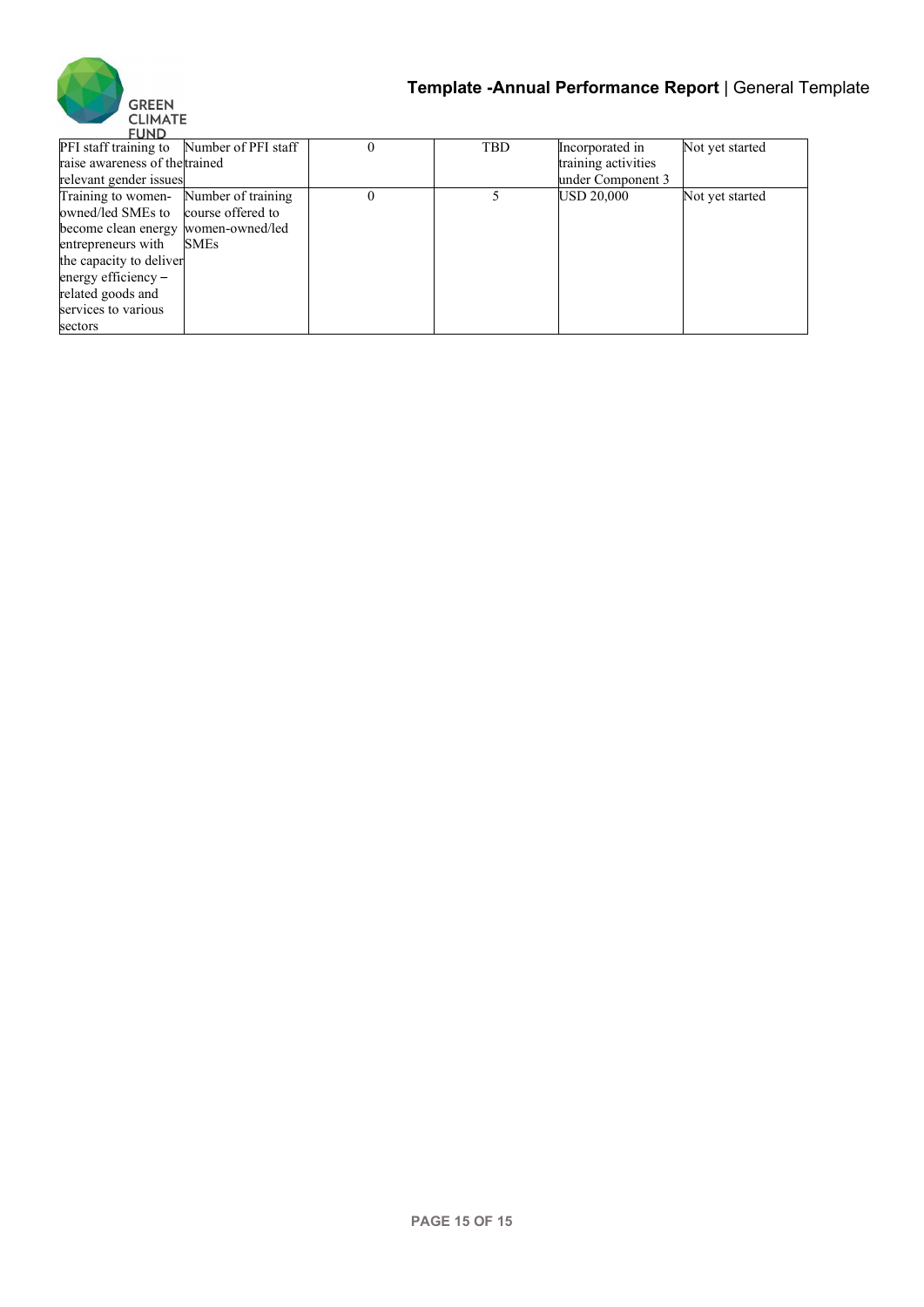| | | | | | |
|---|---|---|---|---|---|
| PFI staff training to raise awareness of the relevant gender issues | Number of PFI staff trained | 0 | TBD | Incorporated in training activities under Component 3 | Not yet started |
| Training to women-owned/led SMEs to become clean energy entrepreneurs with the capacity to deliver energy efficiency – related goods and services to various sectors | Number of training course offered to women-owned/led SMEs | 0 | 5 | USD 20,000 | Not yet started |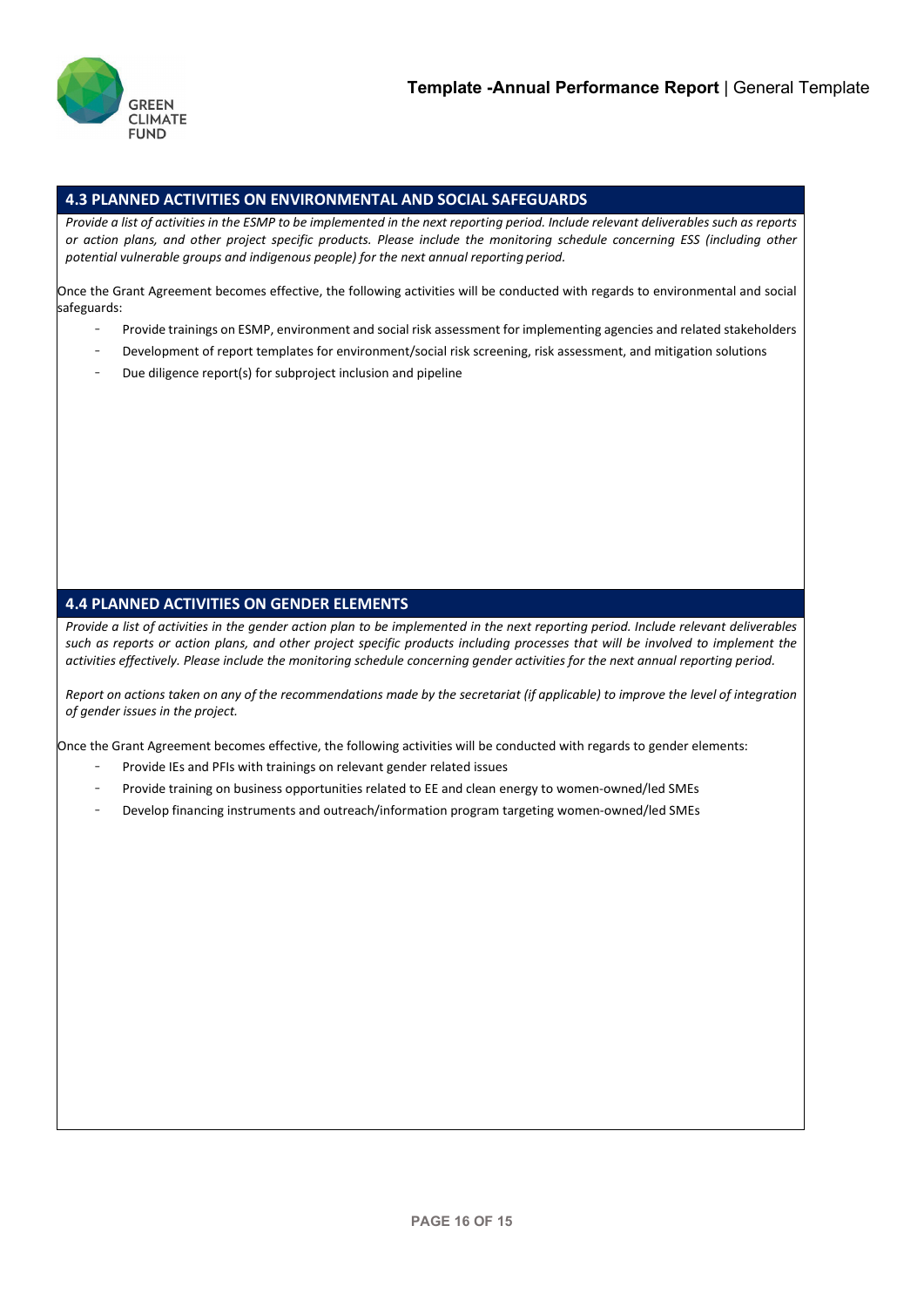## 4.3 PLANNED ACTIVITIES ON ENVIRONMENTAL AND SOCIAL SAFEGUARDS

*Provide a list of activities in the ESMP to be implemented in the next reporting period. Include relevant deliverables such as reports or action plans, and other project specific products. Please include the monitoring schedule concerning ESS (including other potential vulnerable groups and indigenous people) for the next annual reporting period.*

Once the Grant Agreement becomes effective, the following activities will be conducted with regards to environmental and social safeguards:

- Provide trainings on ESMP, environment and social risk assessment for implementing agencies and related stakeholders
- Development of report templates for environment/social risk screening, risk assessment, and mitigation solutions
- Due diligence report(s) for subproject inclusion and pipeline

## 4.4 PLANNED ACTIVITIES ON GENDER ELEMENTS

*Provide a list of activities in the gender action plan to be implemented in the next reporting period. Include relevant deliverables such as reports or action plans, and other project specific products including processes that will be involved to implement the activities effectively. Please include the monitoring schedule concerning gender activities for the next annual reporting period.*

*Report on actions taken on any of the recommendations made by the secretariat (if applicable) to improve the level of integration of gender issues in the project.*

Once the Grant Agreement becomes effective, the following activities will be conducted with regards to gender elements:

- Provide IEs and PFIs with trainings on relevant gender related issues
- Provide training on business opportunities related to EE and clean energy to women-owned/led SMEs
- Develop financing instruments and outreach/information program targeting women-owned/led SMEs